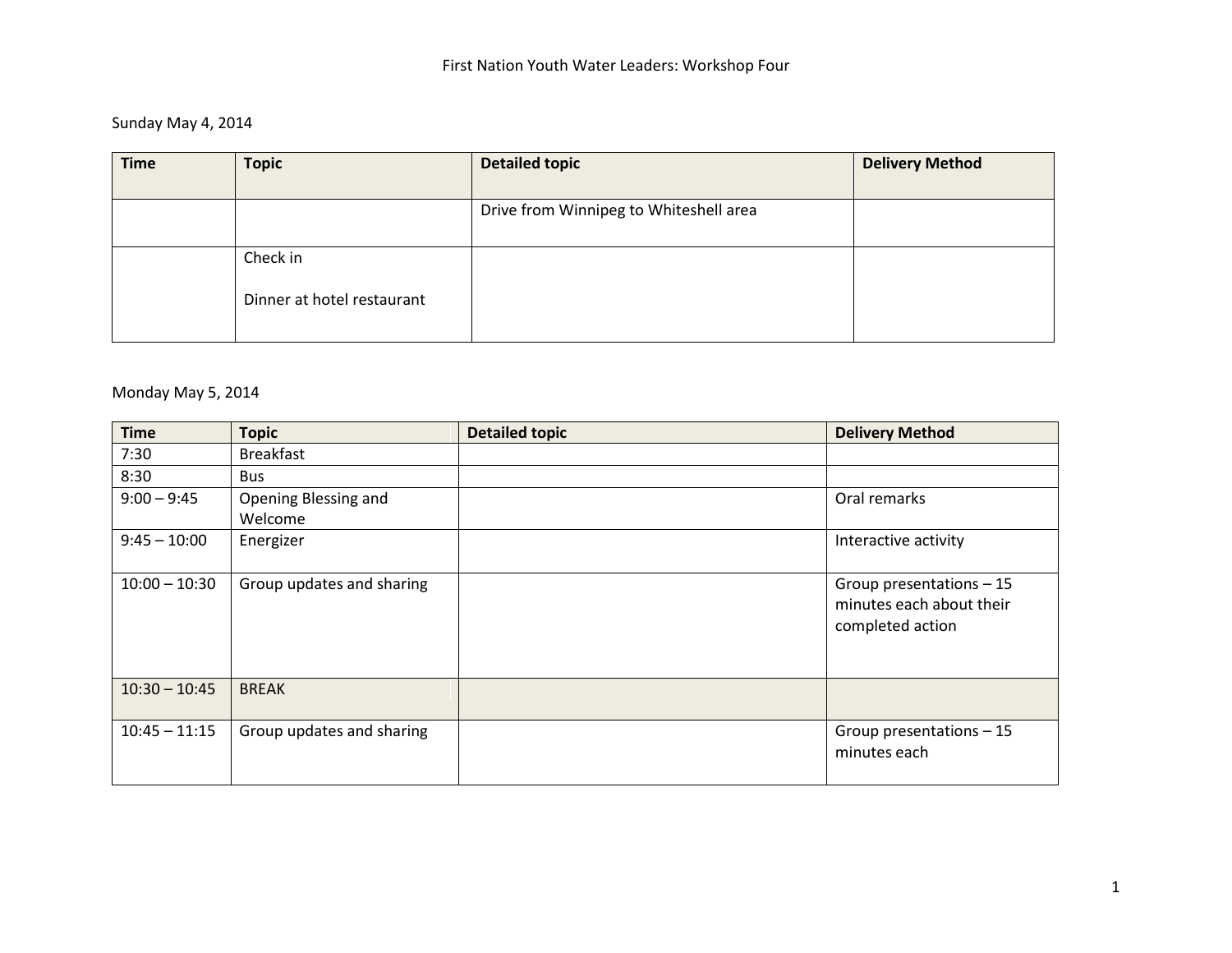# First Nation Youth Water Leaders: Workshop Four

Sunday May 4, 2014

| Time | Topic | Detailed topic | Delivery Method |
|---|---|---|---|
| | | Drive from Winnipeg to Whiteshell area | |
| | Check in<br><br>Dinner at hotel restaurant | | |

Monday May 5, 2014

| Time | Topic | Detailed topic | Delivery Method |
|---|---|---|---|
| 7:30 | Breakfast | | |
| 8:30 | Bus | | |
| 9:00 – 9:45 | Opening Blessing and Welcome | | Oral remarks |
| 9:45 – 10:00 | Energizer | | Interactive activity |
| 10:00 – 10:30 | Group updates and sharing | | Group presentations – 15 minutes each about their completed action |
| 10:30 – 10:45 | BREAK | | |
| 10:45 – 11:15 | Group updates and sharing | | Group presentations – 15 minutes each |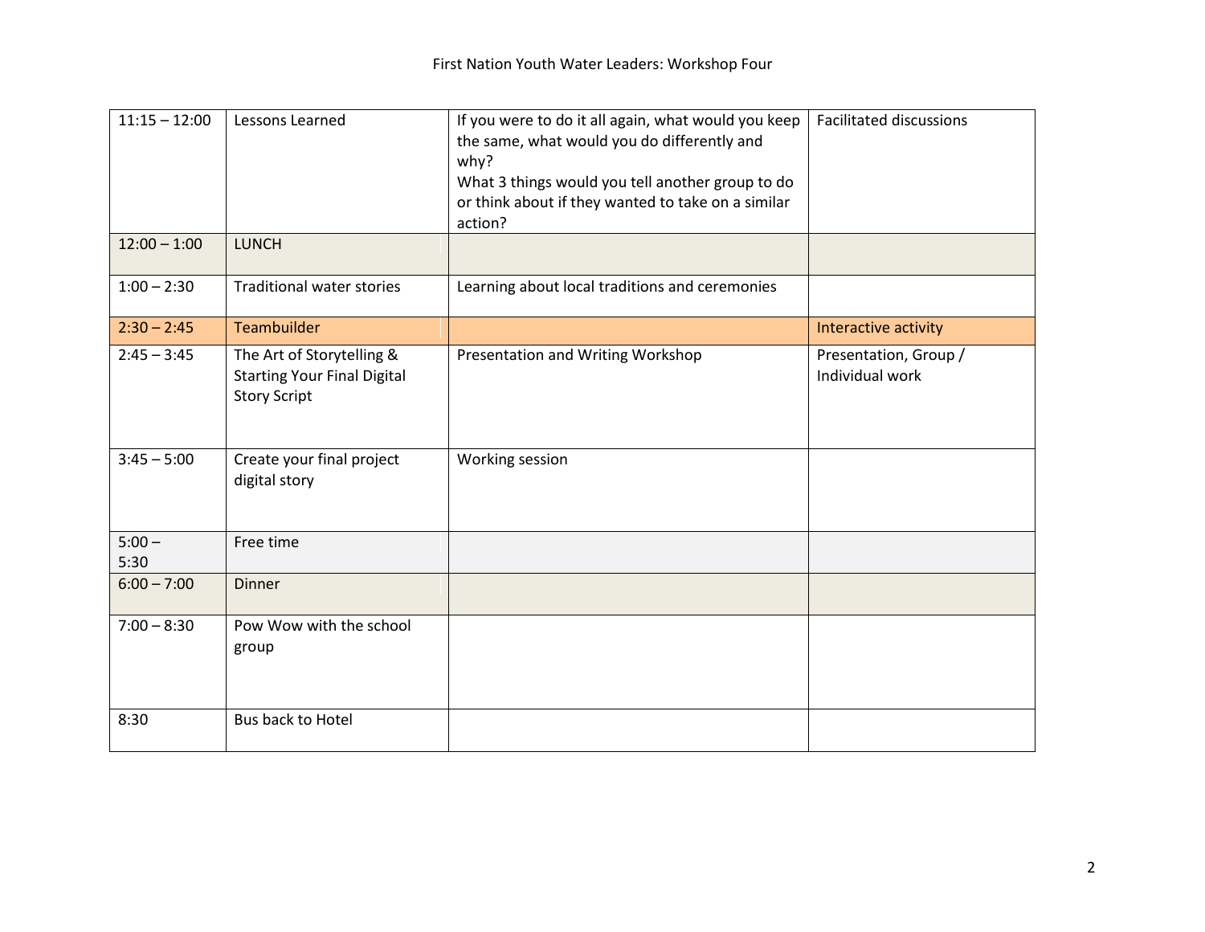| | | | |
|---|---|---|---|
| 11:15 – 12:00 | Lessons Learned | If you were to do it all again, what would you keep the same, what would you do differently and why?<br>What 3 things would you tell another group to do or think about if they wanted to take on a similar action? | Facilitated discussions |
| 12:00 – 1:00 | LUNCH | | |
| 1:00 – 2:30 | Traditional water stories | Learning about local traditions and ceremonies | |
| 2:30 – 2:45 | Teambuilder | | Interactive activity |
| 2:45 – 3:45 | The Art of Storytelling & Starting Your Final Digital Story Script | Presentation and Writing Workshop | Presentation, Group / Individual work |
| 3:45 – 5:00 | Create your final project digital story | Working session | |
| 5:00 – 5:30 | Free time | | |
| 6:00 – 7:00 | Dinner | | |
| 7:00 – 8:30 | Pow Wow with the school group | | |
| 8:30 | Bus back to Hotel | | |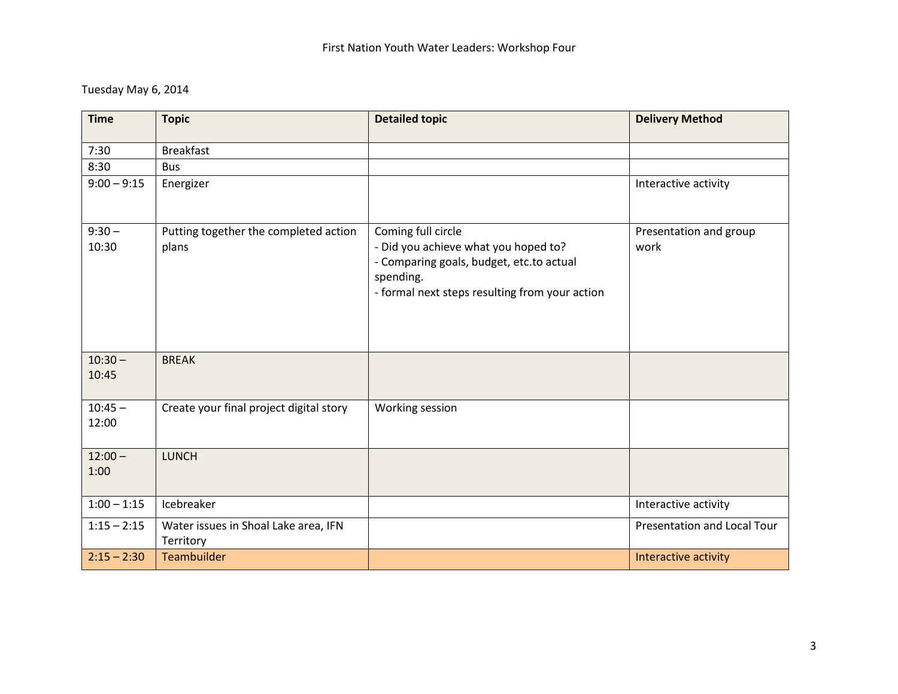# First Nation Youth Water Leaders: Workshop Four

Tuesday May 6, 2014

| Time | Topic | Detailed topic | Delivery Method |
|---|---|---|---|
| 7:30 | Breakfast | | |
| 8:30 | Bus | | |
| 9:00 – 9:15 | Energizer | | Interactive activity |
| 9:30 – 10:30 | Putting together the completed action plans | Coming full circle<br>- Did you achieve what you hoped to?<br>- Comparing goals, budget, etc.to actual spending.<br>- formal next steps resulting from your action | Presentation and group work |
| 10:30 – 10:45 | BREAK | | |
| 10:45 – 12:00 | Create your final project digital story | Working session | |
| 12:00 – 1:00 | LUNCH | | |
| 1:00 – 1:15 | Icebreaker | | Interactive activity |
| 1:15 – 2:15 | Water issues in Shoal Lake area, IFN Territory | | Presentation and Local Tour |
| 2:15 – 2:30 | Teambuilder | | Interactive activity |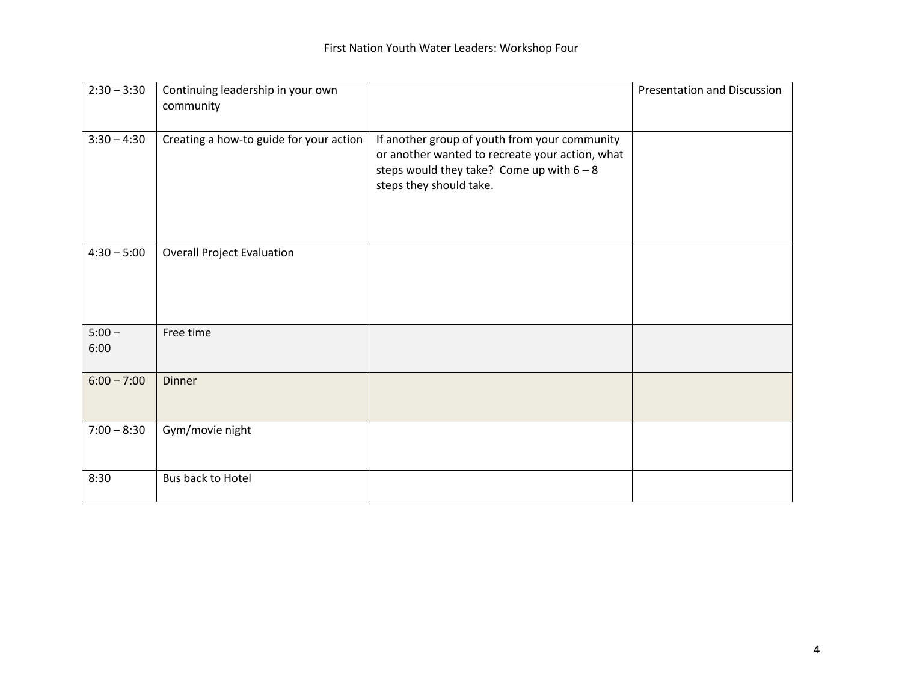| 2:30 – 3:30 | Continuing leadership in your own community | | Presentation and Discussion |
|---|---|---|---|
| 3:30 – 4:30 | Creating a how-to guide for your action | If another group of youth from your community or another wanted to recreate your action, what steps would they take? Come up with 6 – 8 steps they should take. | |
| 4:30 – 5:00 | Overall Project Evaluation | | |
| 5:00 – 6:00 | Free time | | |
| 6:00 – 7:00 | Dinner | | |
| 7:00 – 8:30 | Gym/movie night | | |
| 8:30 | Bus back to Hotel | | |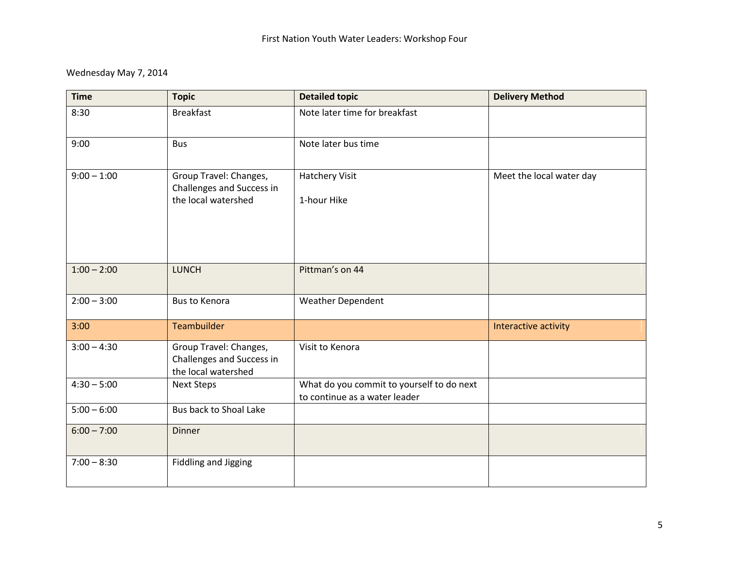First Nation Youth Water Leaders: Workshop Four

Wednesday May 7, 2014

| Time | Topic | Detailed topic | Delivery Method |
|---|---|---|---|
| 8:30 | Breakfast | Note later time for breakfast | |
| 9:00 | Bus | Note later bus time | |
| 9:00 – 1:00 | Group Travel: Changes, Challenges and Success in the local watershed | Hatchery Visit<br><br>1-hour Hike | Meet the local water day |
| 1:00 – 2:00 | LUNCH | Pittman's on 44 | |
| 2:00 – 3:00 | Bus to Kenora | Weather Dependent | |
| 3:00 | Teambuilder | | Interactive activity |
| 3:00 – 4:30 | Group Travel: Changes, Challenges and Success in the local watershed | Visit to Kenora | |
| 4:30 – 5:00 | Next Steps | What do you commit to yourself to do next to continue as a water leader | |
| 5:00 – 6:00 | Bus back to Shoal Lake | | |
| 6:00 – 7:00 | Dinner | | |
| 7:00 – 8:30 | Fiddling and Jigging | | |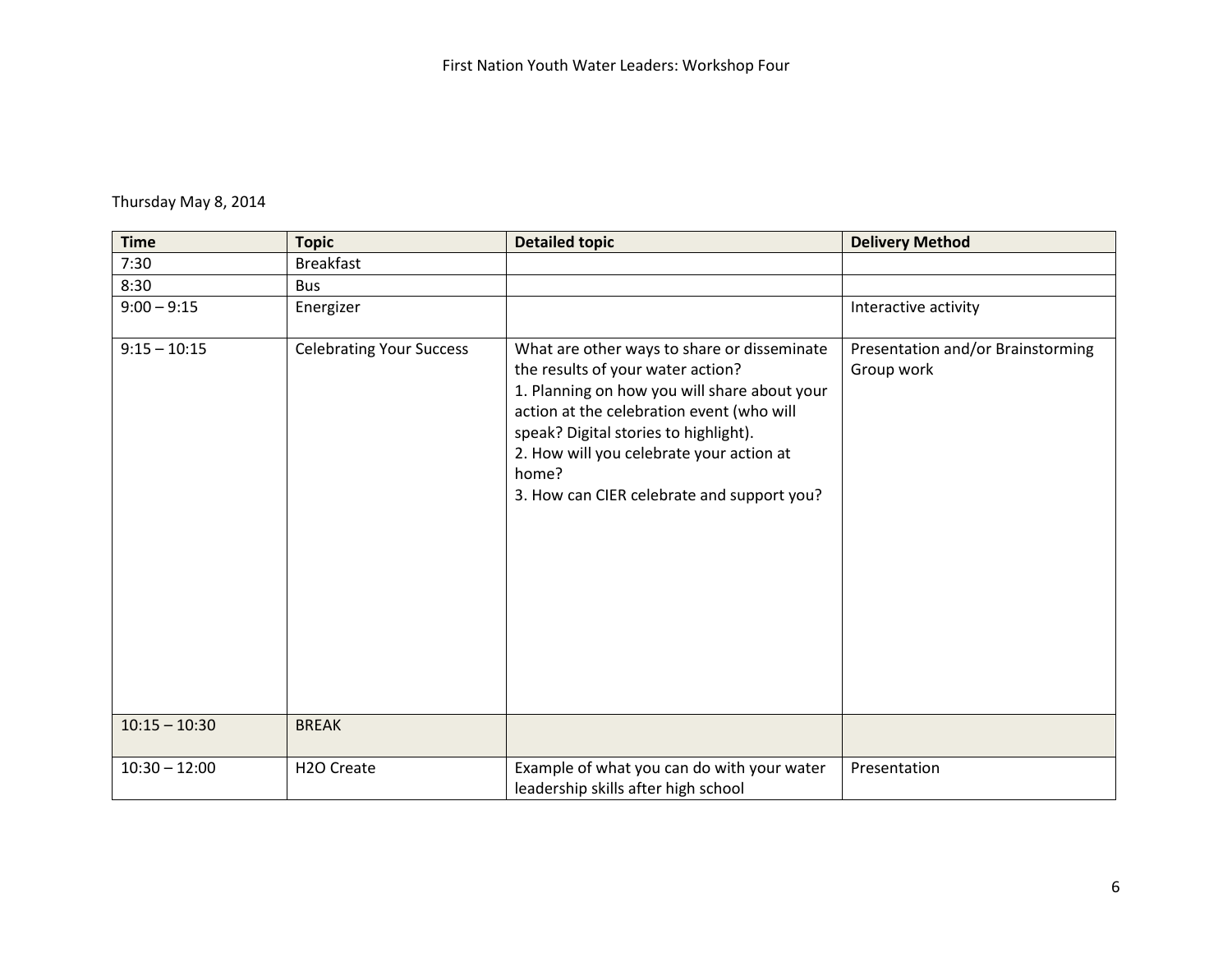Thursday May 8, 2014

| Time | Topic | Detailed topic | Delivery Method |
| --- | --- | --- | --- |
| 7:30 | Breakfast | | |
| 8:30 | Bus | | |
| 9:00 – 9:15 | Energizer | | Interactive activity |
| 9:15 – 10:15 | Celebrating Your Success | What are other ways to share or disseminate the results of your water action?<br>1. Planning on how you will share about your action at the celebration event (who will speak? Digital stories to highlight).<br>2. How will you celebrate your action at home?<br>3. How can CIER celebrate and support you? | Presentation and/or Brainstorming<br>Group work |
| 10:15 – 10:30 | BREAK | | |
| 10:30 – 12:00 | H2O Create | Example of what you can do with your water leadership skills after high school | Presentation |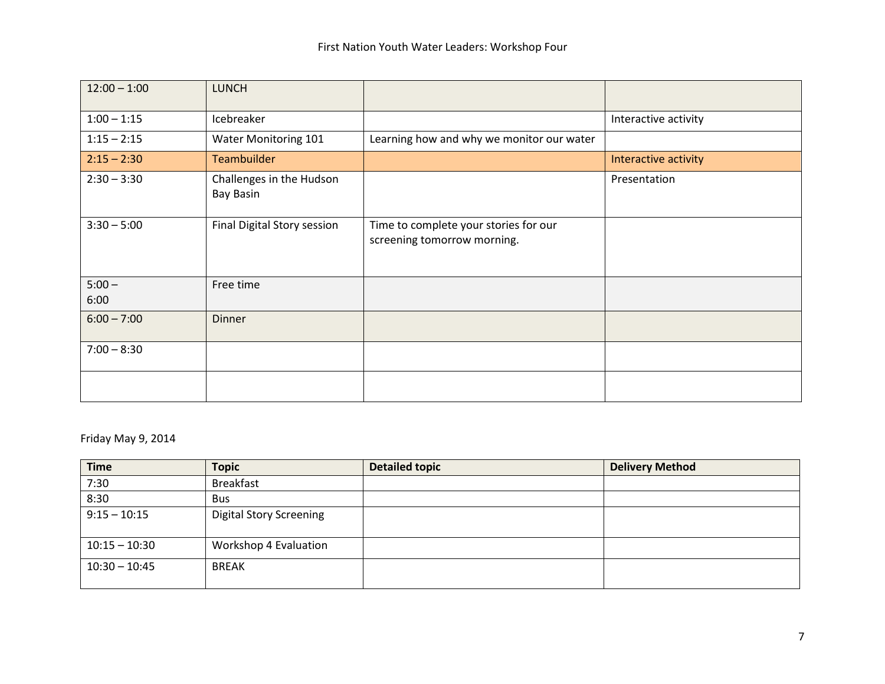| | | | |
|---|---|---|---|
| 12:00 – 1:00 | LUNCH | | |
| 1:00 – 1:15 | Icebreaker | | Interactive activity |
| 1:15 – 2:15 | Water Monitoring 101 | Learning how and why we monitor our water | |
| 2:15 – 2:30 | Teambuilder | | Interactive activity |
| 2:30 – 3:30 | Challenges in the Hudson Bay Basin | | Presentation |
| 3:30 – 5:00 | Final Digital Story session | Time to complete your stories for our screening tomorrow morning. | |
| 5:00 – 6:00 | Free time | | |
| 6:00 – 7:00 | Dinner | | |
| 7:00 – 8:30 | | | |
| | | | |

Friday May 9, 2014

| Time | Topic | Detailed topic | Delivery Method |
|---|---|---|---|
| 7:30 | Breakfast | | |
| 8:30 | Bus | | |
| 9:15 – 10:15 | Digital Story Screening | | |
| 10:15 – 10:30 | Workshop 4 Evaluation | | |
| 10:30 – 10:45 | BREAK | | |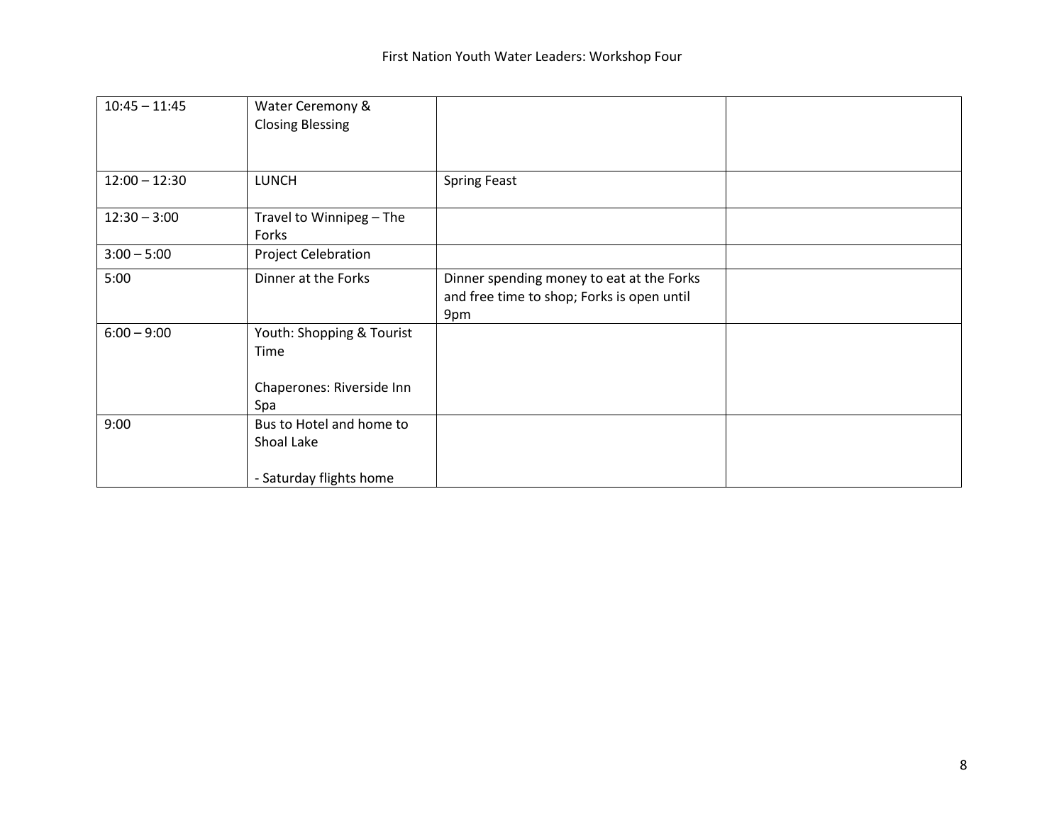| | | | |
|---|---|---|---|
| 10:45 – 11:45 | Water Ceremony & Closing Blessing | | |
| 12:00 – 12:30 | LUNCH | Spring Feast | |
| 12:30 – 3:00 | Travel to Winnipeg – The Forks | | |
| 3:00 – 5:00 | Project Celebration | | |
| 5:00 | Dinner at the Forks | Dinner spending money to eat at the Forks and free time to shop; Forks is open until 9pm | |
| 6:00 – 9:00 | Youth: Shopping & Tourist Time<br><br>Chaperones: Riverside Inn Spa | | |
| 9:00 | Bus to Hotel and home to Shoal Lake<br><br>- Saturday flights home | | |